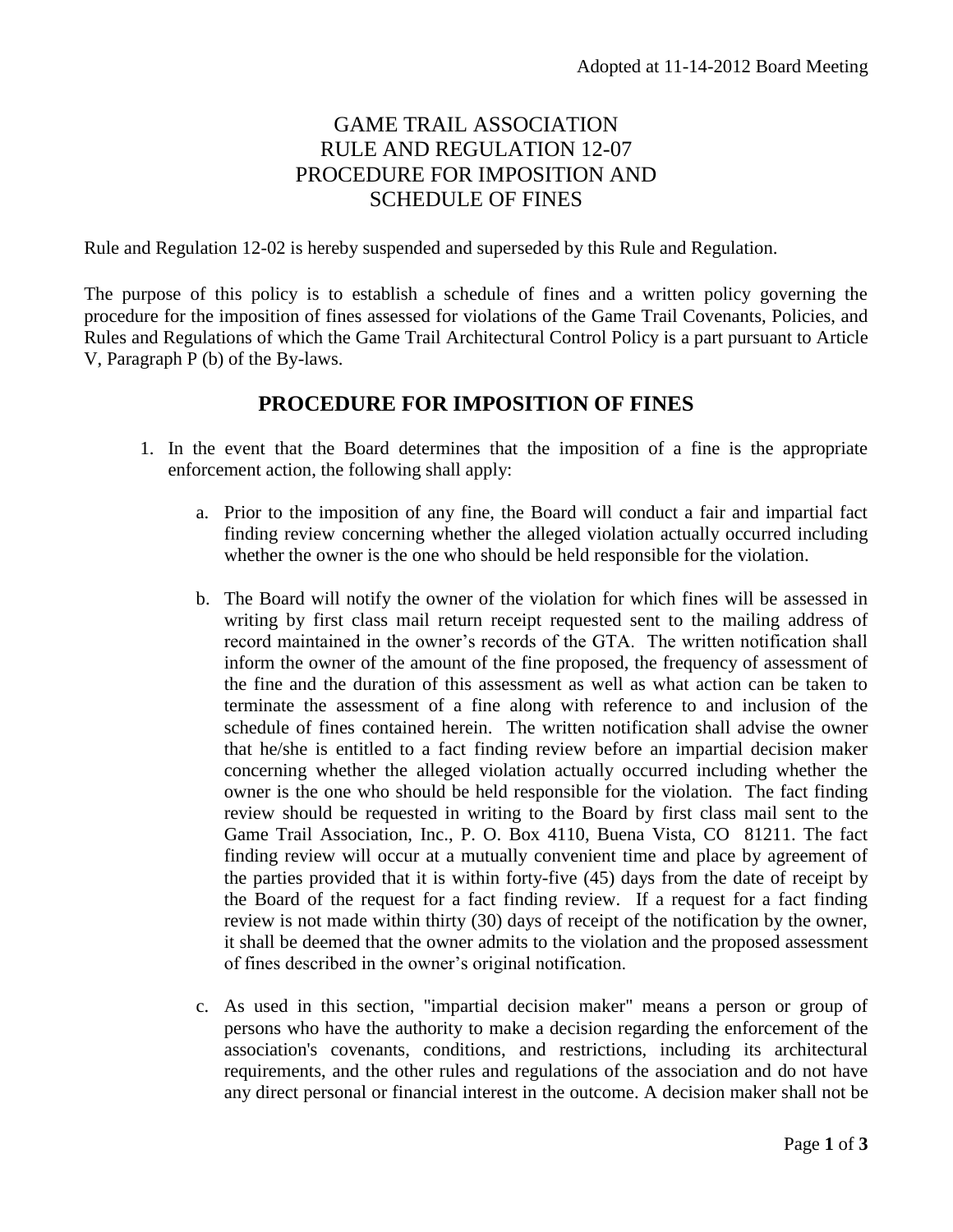Adopted at 11-14-2012 Board Meeting

# GAME TRAIL ASSOCIATION
# RULE AND REGULATION 12-07
# PROCEDURE FOR IMPOSITION AND SCHEDULE OF FINES

Rule and Regulation 12-02 is hereby suspended and superseded by this Rule and Regulation.

The purpose of this policy is to establish a schedule of fines and a written policy governing the procedure for the imposition of fines assessed for violations of the Game Trail Covenants, Policies, and Rules and Regulations of which the Game Trail Architectural Control Policy is a part pursuant to Article V, Paragraph P (b) of the By-laws.

## PROCEDURE FOR IMPOSITION OF FINES

1. In the event that the Board determines that the imposition of a fine is the appropriate enforcement action, the following shall apply:

   a. Prior to the imposition of any fine, the Board will conduct a fair and impartial fact finding review concerning whether the alleged violation actually occurred including whether the owner is the one who should be held responsible for the violation.

   b. The Board will notify the owner of the violation for which fines will be assessed in writing by first class mail return receipt requested sent to the mailing address of record maintained in the owner's records of the GTA. The written notification shall inform the owner of the amount of the fine proposed, the frequency of assessment of the fine and the duration of this assessment as well as what action can be taken to terminate the assessment of a fine along with reference to and inclusion of the schedule of fines contained herein. The written notification shall advise the owner that he/she is entitled to a fact finding review before an impartial decision maker concerning whether the alleged violation actually occurred including whether the owner is the one who should be held responsible for the violation. The fact finding review should be requested in writing to the Board by first class mail sent to the Game Trail Association, Inc., P. O. Box 4110, Buena Vista, CO 81211. The fact finding review will occur at a mutually convenient time and place by agreement of the parties provided that it is within forty-five (45) days from the date of receipt by the Board of the request for a fact finding review. If a request for a fact finding review is not made within thirty (30) days of receipt of the notification by the owner, it shall be deemed that the owner admits to the violation and the proposed assessment of fines described in the owner's original notification.

   c. As used in this section, "impartial decision maker" means a person or group of persons who have the authority to make a decision regarding the enforcement of the association's covenants, conditions, and restrictions, including its architectural requirements, and the other rules and regulations of the association and do not have any direct personal or financial interest in the outcome. A decision maker shall not be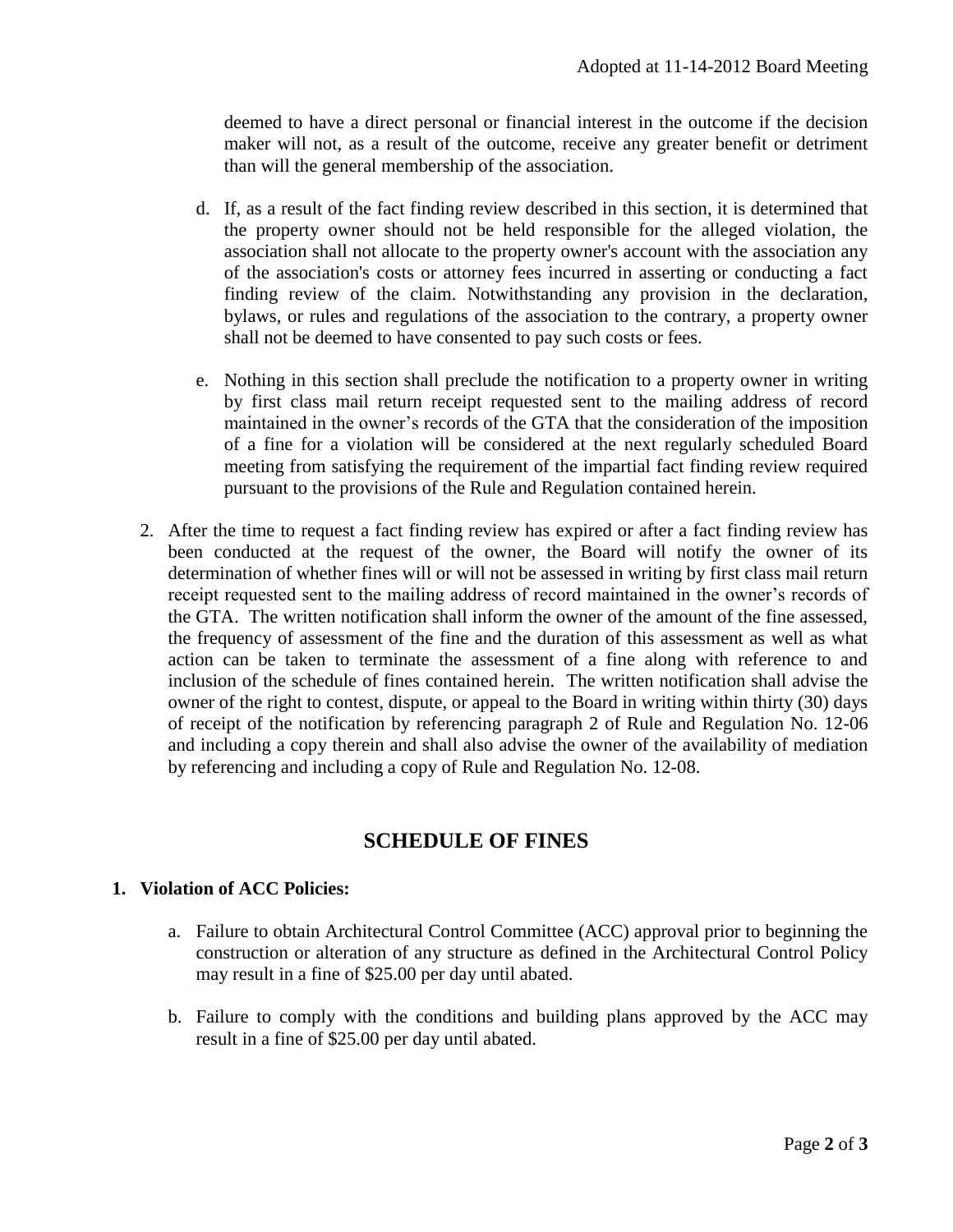deemed to have a direct personal or financial interest in the outcome if the decision maker will not, as a result of the outcome, receive any greater benefit or detriment than will the general membership of the association.

d. If, as a result of the fact finding review described in this section, it is determined that the property owner should not be held responsible for the alleged violation, the association shall not allocate to the property owner's account with the association any of the association's costs or attorney fees incurred in asserting or conducting a fact finding review of the claim. Notwithstanding any provision in the declaration, bylaws, or rules and regulations of the association to the contrary, a property owner shall not be deemed to have consented to pay such costs or fees.

e. Nothing in this section shall preclude the notification to a property owner in writing by first class mail return receipt requested sent to the mailing address of record maintained in the owner's records of the GTA that the consideration of the imposition of a fine for a violation will be considered at the next regularly scheduled Board meeting from satisfying the requirement of the impartial fact finding review required pursuant to the provisions of the Rule and Regulation contained herein.

2. After the time to request a fact finding review has expired or after a fact finding review has been conducted at the request of the owner, the Board will notify the owner of its determination of whether fines will or will not be assessed in writing by first class mail return receipt requested sent to the mailing address of record maintained in the owner's records of the GTA. The written notification shall inform the owner of the amount of the fine assessed, the frequency of assessment of the fine and the duration of this assessment as well as what action can be taken to terminate the assessment of a fine along with reference to and inclusion of the schedule of fines contained herein. The written notification shall advise the owner of the right to contest, dispute, or appeal to the Board in writing within thirty (30) days of receipt of the notification by referencing paragraph 2 of Rule and Regulation No. 12-06 and including a copy therein and shall also advise the owner of the availability of mediation by referencing and including a copy of Rule and Regulation No. 12-08.

## SCHEDULE OF FINES

**1. Violation of ACC Policies:**

a. Failure to obtain Architectural Control Committee (ACC) approval prior to beginning the construction or alteration of any structure as defined in the Architectural Control Policy may result in a fine of $25.00 per day until abated.

b. Failure to comply with the conditions and building plans approved by the ACC may result in a fine of $25.00 per day until abated.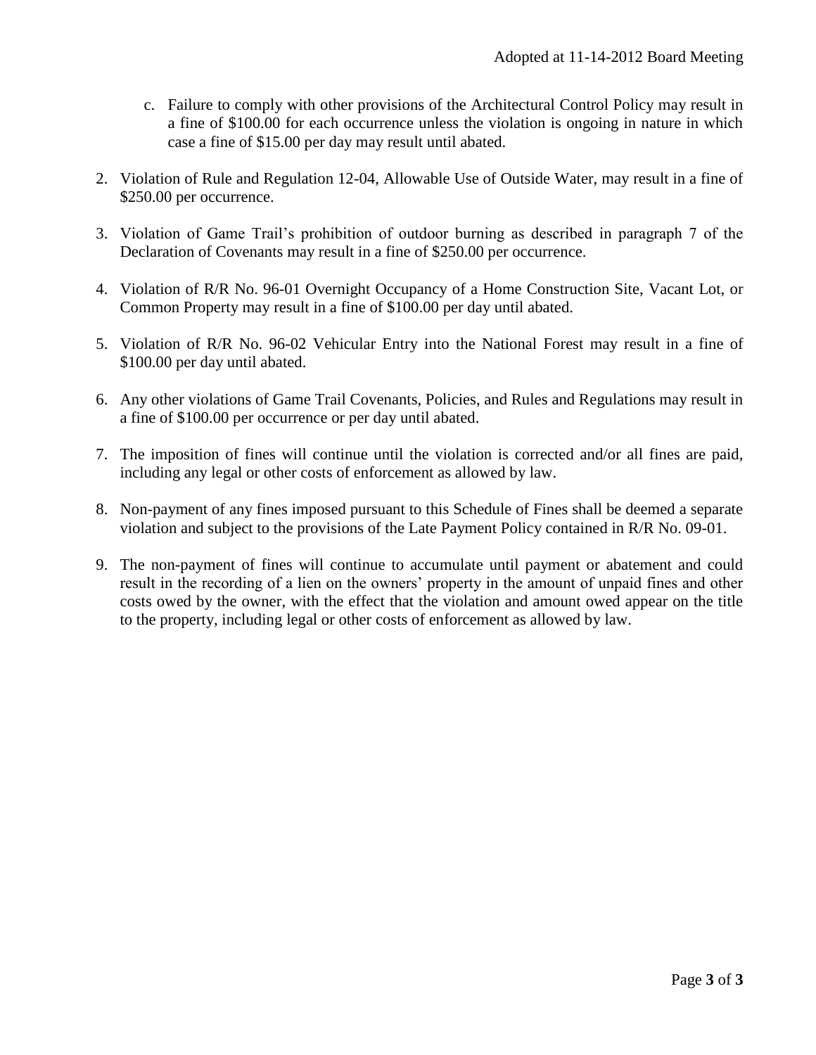c. Failure to comply with other provisions of the Architectural Control Policy may result in a fine of $100.00 for each occurrence unless the violation is ongoing in nature in which case a fine of $15.00 per day may result until abated.

2. Violation of Rule and Regulation 12-04, Allowable Use of Outside Water, may result in a fine of $250.00 per occurrence.

3. Violation of Game Trail's prohibition of outdoor burning as described in paragraph 7 of the Declaration of Covenants may result in a fine of $250.00 per occurrence.

4. Violation of R/R No. 96-01 Overnight Occupancy of a Home Construction Site, Vacant Lot, or Common Property may result in a fine of $100.00 per day until abated.

5. Violation of R/R No. 96-02 Vehicular Entry into the National Forest may result in a fine of $100.00 per day until abated.

6. Any other violations of Game Trail Covenants, Policies, and Rules and Regulations may result in a fine of $100.00 per occurrence or per day until abated.

7. The imposition of fines will continue until the violation is corrected and/or all fines are paid, including any legal or other costs of enforcement as allowed by law.

8. Non-payment of any fines imposed pursuant to this Schedule of Fines shall be deemed a separate violation and subject to the provisions of the Late Payment Policy contained in R/R No. 09-01.

9. The non-payment of fines will continue to accumulate until payment or abatement and could result in the recording of a lien on the owners' property in the amount of unpaid fines and other costs owed by the owner, with the effect that the violation and amount owed appear on the title to the property, including legal or other costs of enforcement as allowed by law.